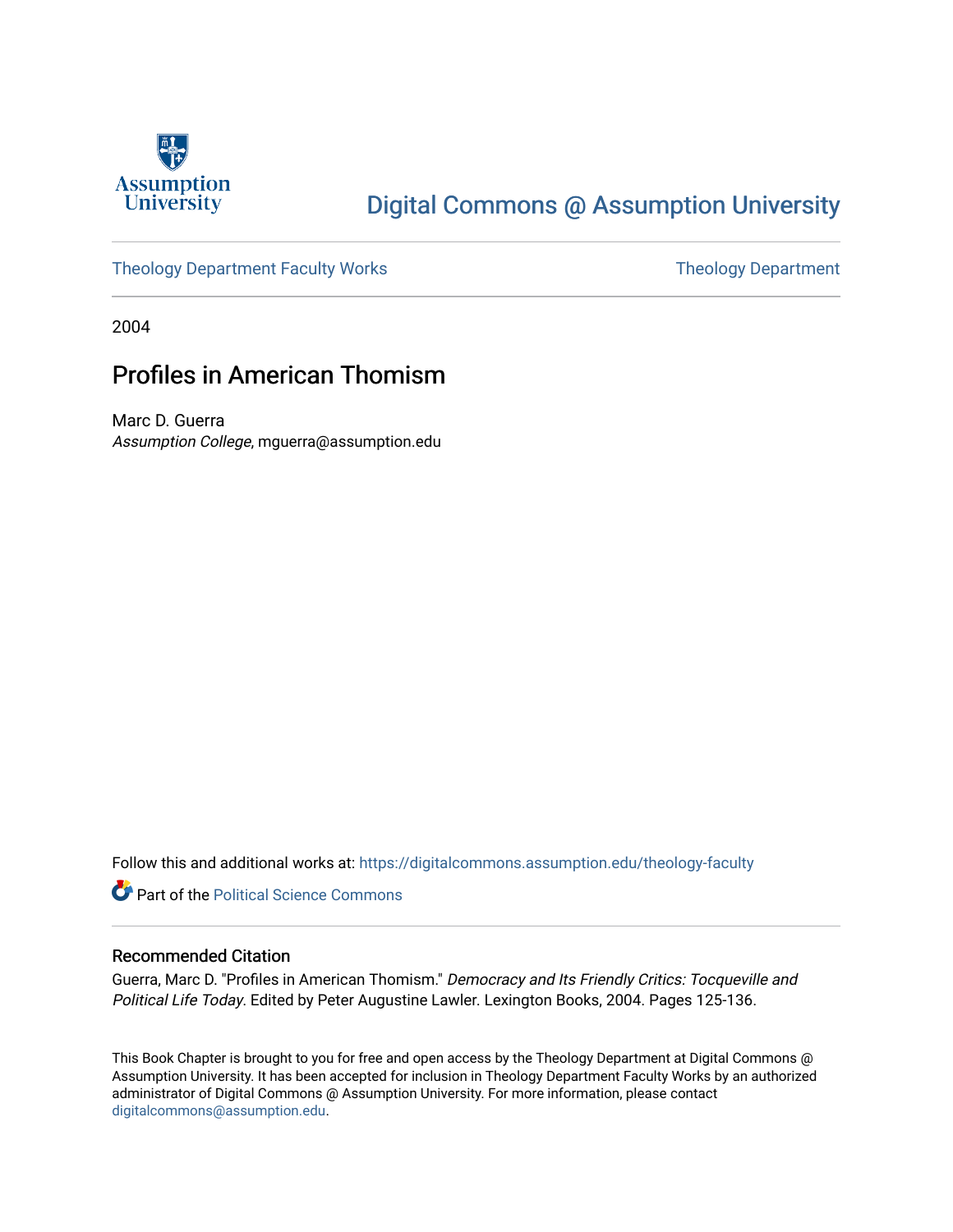Digital Commons @ Assumption University

Theology Department Faculty Works

Theology Department

2004

# Profiles in American Thomism

Marc D. Guerra
*Assumption College*, mguerra@assumption.edu

Follow this and additional works at: https://digitalcommons.assumption.edu/theology-faculty

Part of the Political Science Commons

## Recommended Citation

Guerra, Marc D. "Profiles in American Thomism." *Democracy and Its Friendly Critics: Tocqueville and Political Life Today*. Edited by Peter Augustine Lawler. Lexington Books, 2004. Pages 125-136.

This Book Chapter is brought to you for free and open access by the Theology Department at Digital Commons @ Assumption University. It has been accepted for inclusion in Theology Department Faculty Works by an authorized administrator of Digital Commons @ Assumption University. For more information, please contact digitalcommons@assumption.edu.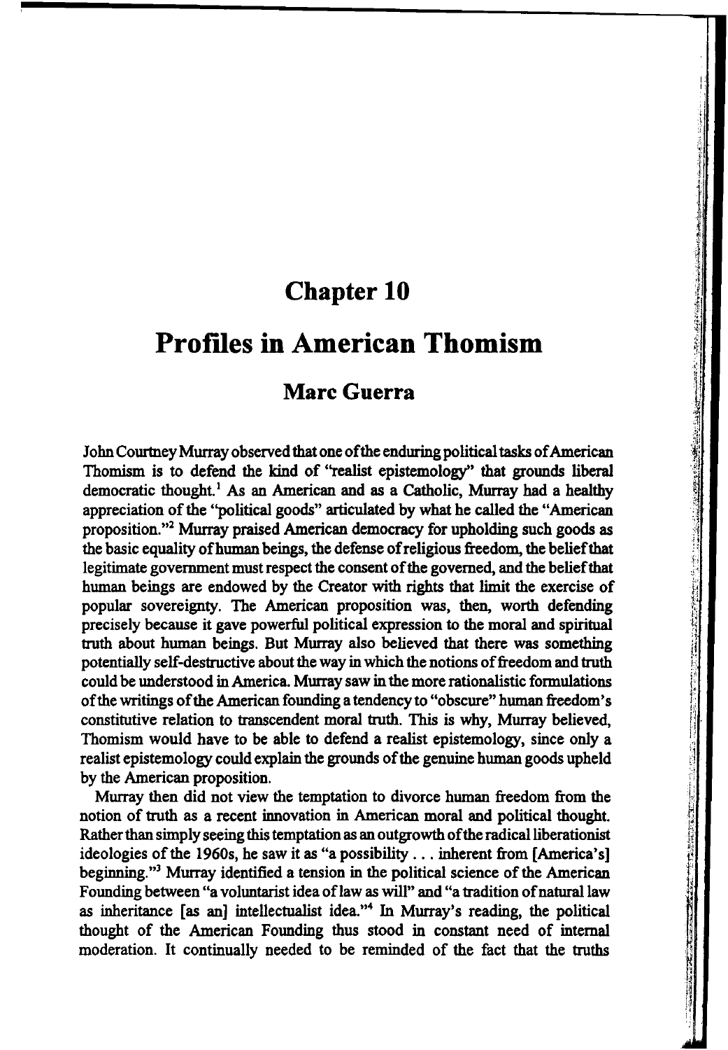# Chapter 10

# Profiles in American Thomism

## Marc Guerra

John Courtney Murray observed that one of the enduring political tasks of American Thomism is to defend the kind of "realist epistemology" that grounds liberal democratic thought.[1] As an American and as a Catholic, Murray had a healthy appreciation of the "political goods" articulated by what he called the "American proposition."[2] Murray praised American democracy for upholding such goods as the basic equality of human beings, the defense of religious freedom, the belief that legitimate government must respect the consent of the governed, and the belief that human beings are endowed by the Creator with rights that limit the exercise of popular sovereignty. The American proposition was, then, worth defending precisely because it gave powerful political expression to the moral and spiritual truth about human beings. But Murray also believed that there was something potentially self-destructive about the way in which the notions of freedom and truth could be understood in America. Murray saw in the more rationalistic formulations of the writings of the American founding a tendency to "obscure" human freedom's constitutive relation to transcendent moral truth. This is why, Murray believed, Thomism would have to be able to defend a realist epistemology, since only a realist epistemology could explain the grounds of the genuine human goods upheld by the American proposition.

Murray then did not view the temptation to divorce human freedom from the notion of truth as a recent innovation in American moral and political thought. Rather than simply seeing this temptation as an outgrowth of the radical liberationist ideologies of the 1960s, he saw it as "a possibility . . . inherent from [America's] beginning."[3] Murray identified a tension in the political science of the American Founding between "a voluntarist idea of law as will" and "a tradition of natural law as inheritance [as an] intellectualist idea."[4] In Murray's reading, the political thought of the American Founding thus stood in constant need of internal moderation. It continually needed to be reminded of the fact that the truths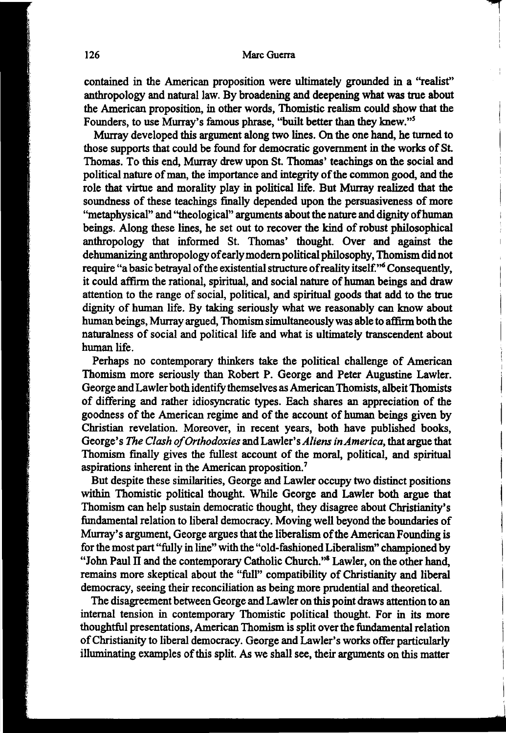contained in the American proposition were ultimately grounded in a "realist" anthropology and natural law. By broadening and deepening what was true about the American proposition, in other words, Thomistic realism could show that the Founders, to use Murray's famous phrase, "built better than they knew."[5]

Murray developed this argument along two lines. On the one hand, he turned to those supports that could be found for democratic government in the works of St. Thomas. To this end, Murray drew upon St. Thomas' teachings on the social and political nature of man, the importance and integrity of the common good, and the role that virtue and morality play in political life. But Murray realized that the soundness of these teachings finally depended upon the persuasiveness of more "metaphysical" and "theological" arguments about the nature and dignity of human beings. Along these lines, he set out to recover the kind of robust philosophical anthropology that informed St. Thomas' thought. Over and against the dehumanizing anthropology of early modern political philosophy, Thomism did not require "a basic betrayal of the existential structure of reality itself."[6] Consequently, it could affirm the rational, spiritual, and social nature of human beings and draw attention to the range of social, political, and spiritual goods that add to the true dignity of human life. By taking seriously what we reasonably can know about human beings, Murray argued, Thomism simultaneously was able to affirm both the naturalness of social and political life and what is ultimately transcendent about human life.

Perhaps no contemporary thinkers take the political challenge of American Thomism more seriously than Robert P. George and Peter Augustine Lawler. George and Lawler both identify themselves as American Thomists, albeit Thomists of differing and rather idiosyncratic types. Each shares an appreciation of the goodness of the American regime and of the account of human beings given by Christian revelation. Moreover, in recent years, both have published books, George's *The Clash of Orthodoxies* and Lawler's *Aliens in America*, that argue that Thomism finally gives the fullest account of the moral, political, and spiritual aspirations inherent in the American proposition.[7]

But despite these similarities, George and Lawler occupy two distinct positions within Thomistic political thought. While George and Lawler both argue that Thomism can help sustain democratic thought, they disagree about Christianity's fundamental relation to liberal democracy. Moving well beyond the boundaries of Murray's argument, George argues that the liberalism of the American Founding is for the most part "fully in line" with the "old-fashioned Liberalism" championed by "John Paul II and the contemporary Catholic Church."[8] Lawler, on the other hand, remains more skeptical about the "full" compatibility of Christianity and liberal democracy, seeing their reconciliation as being more prudential and theoretical.

The disagreement between George and Lawler on this point draws attention to an internal tension in contemporary Thomistic political thought. For in its more thoughtful presentations, American Thomism is split over the fundamental relation of Christianity to liberal democracy. George and Lawler's works offer particularly illuminating examples of this split. As we shall see, their arguments on this matter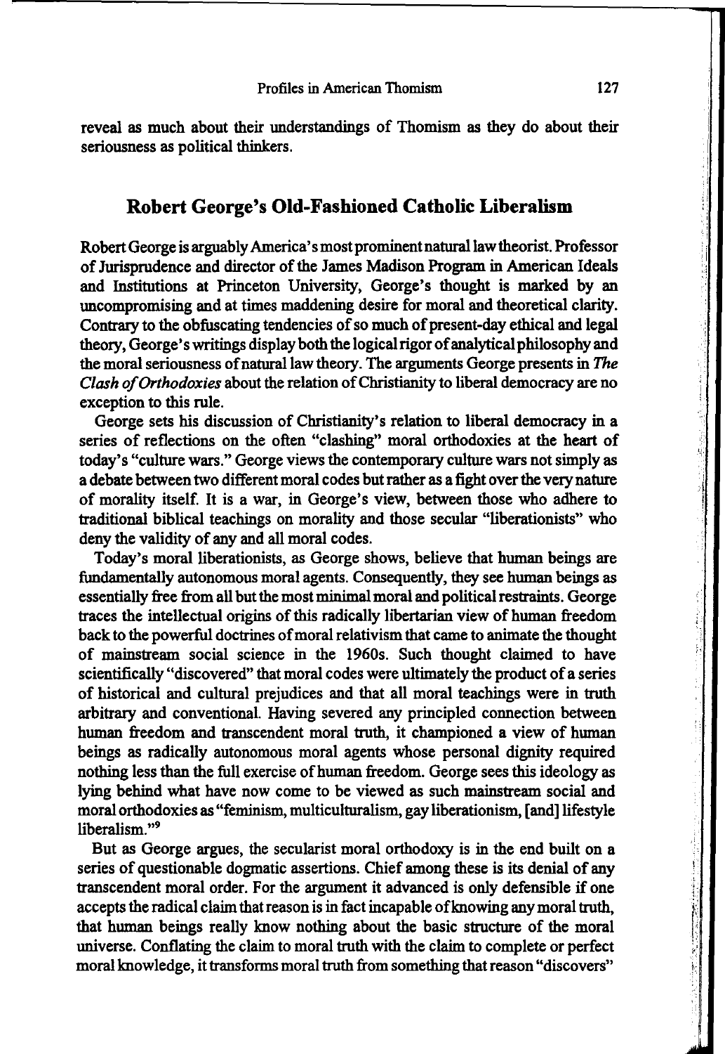reveal as much about their understandings of Thomism as they do about their seriousness as political thinkers.

## Robert George's Old-Fashioned Catholic Liberalism

Robert George is arguably America's most prominent natural law theorist. Professor of Jurisprudence and director of the James Madison Program in American Ideals and Institutions at Princeton University, George's thought is marked by an uncompromising and at times maddening desire for moral and theoretical clarity. Contrary to the obfuscating tendencies of so much of present-day ethical and legal theory, George's writings display both the logical rigor of analytical philosophy and the moral seriousness of natural law theory. The arguments George presents in *The Clash of Orthodoxies* about the relation of Christianity to liberal democracy are no exception to this rule.

George sets his discussion of Christianity's relation to liberal democracy in a series of reflections on the often "clashing" moral orthodoxies at the heart of today's "culture wars." George views the contemporary culture wars not simply as a debate between two different moral codes but rather as a fight over the very nature of morality itself. It is a war, in George's view, between those who adhere to traditional biblical teachings on morality and those secular "liberationists" who deny the validity of any and all moral codes.

Today's moral liberationists, as George shows, believe that human beings are fundamentally autonomous moral agents. Consequently, they see human beings as essentially free from all but the most minimal moral and political restraints. George traces the intellectual origins of this radically libertarian view of human freedom back to the powerful doctrines of moral relativism that came to animate the thought of mainstream social science in the 1960s. Such thought claimed to have scientifically "discovered" that moral codes were ultimately the product of a series of historical and cultural prejudices and that all moral teachings were in truth arbitrary and conventional. Having severed any principled connection between human freedom and transcendent moral truth, it championed a view of human beings as radically autonomous moral agents whose personal dignity required nothing less than the full exercise of human freedom. George sees this ideology as lying behind what have now come to be viewed as such mainstream social and moral orthodoxies as "feminism, multiculturalism, gay liberationism, [and] lifestyle liberalism."[9]

But as George argues, the secularist moral orthodoxy is in the end built on a series of questionable dogmatic assertions. Chief among these is its denial of any transcendent moral order. For the argument it advanced is only defensible if one accepts the radical claim that reason is in fact incapable of knowing any moral truth, that human beings really know nothing about the basic structure of the moral universe. Conflating the claim to moral truth with the claim to complete or perfect moral knowledge, it transforms moral truth from something that reason "discovers"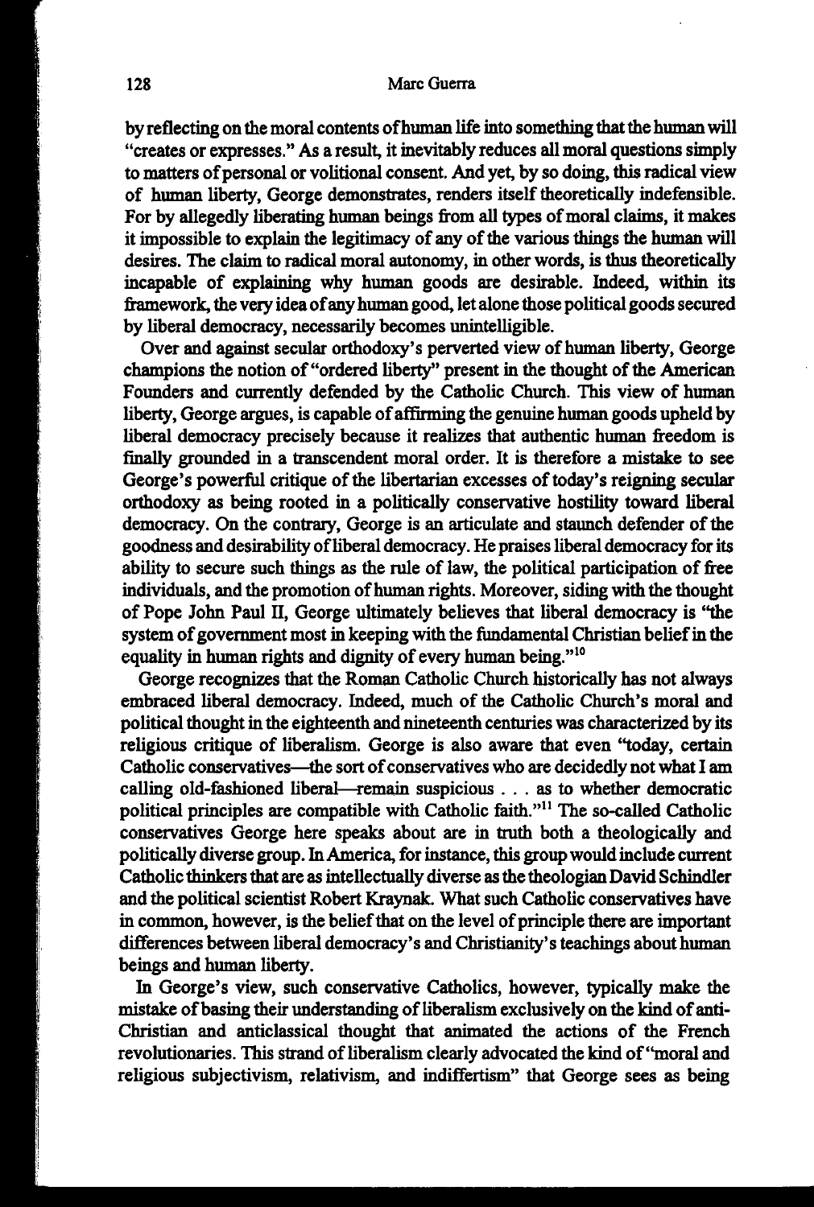by reflecting on the moral contents of human life into something that the human will "creates or expresses." As a result, it inevitably reduces all moral questions simply to matters of personal or volitional consent. And yet, by so doing, this radical view of human liberty, George demonstrates, renders itself theoretically indefensible. For by allegedly liberating human beings from all types of moral claims, it makes it impossible to explain the legitimacy of any of the various things the human will desires. The claim to radical moral autonomy, in other words, is thus theoretically incapable of explaining why human goods are desirable. Indeed, within its framework, the very idea of any human good, let alone those political goods secured by liberal democracy, necessarily becomes unintelligible.

Over and against secular orthodoxy's perverted view of human liberty, George champions the notion of "ordered liberty" present in the thought of the American Founders and currently defended by the Catholic Church. This view of human liberty, George argues, is capable of affirming the genuine human goods upheld by liberal democracy precisely because it realizes that authentic human freedom is finally grounded in a transcendent moral order. It is therefore a mistake to see George's powerful critique of the libertarian excesses of today's reigning secular orthodoxy as being rooted in a politically conservative hostility toward liberal democracy. On the contrary, George is an articulate and staunch defender of the goodness and desirability of liberal democracy. He praises liberal democracy for its ability to secure such things as the rule of law, the political participation of free individuals, and the promotion of human rights. Moreover, siding with the thought of Pope John Paul II, George ultimately believes that liberal democracy is "the system of government most in keeping with the fundamental Christian belief in the equality in human rights and dignity of every human being."[10]

George recognizes that the Roman Catholic Church historically has not always embraced liberal democracy. Indeed, much of the Catholic Church's moral and political thought in the eighteenth and nineteenth centuries was characterized by its religious critique of liberalism. George is also aware that even "today, certain Catholic conservatives—the sort of conservatives who are decidedly not what I am calling old-fashioned liberal—remain suspicious . . . as to whether democratic political principles are compatible with Catholic faith."[11] The so-called Catholic conservatives George here speaks about are in truth both a theologically and politically diverse group. In America, for instance, this group would include current Catholic thinkers that are as intellectually diverse as the theologian David Schindler and the political scientist Robert Kraynak. What such Catholic conservatives have in common, however, is the belief that on the level of principle there are important differences between liberal democracy's and Christianity's teachings about human beings and human liberty.

In George's view, such conservative Catholics, however, typically make the mistake of basing their understanding of liberalism exclusively on the kind of anti-Christian and anticlassical thought that animated the actions of the French revolutionaries. This strand of liberalism clearly advocated the kind of "moral and religious subjectivism, relativism, and indiffertism" that George sees as being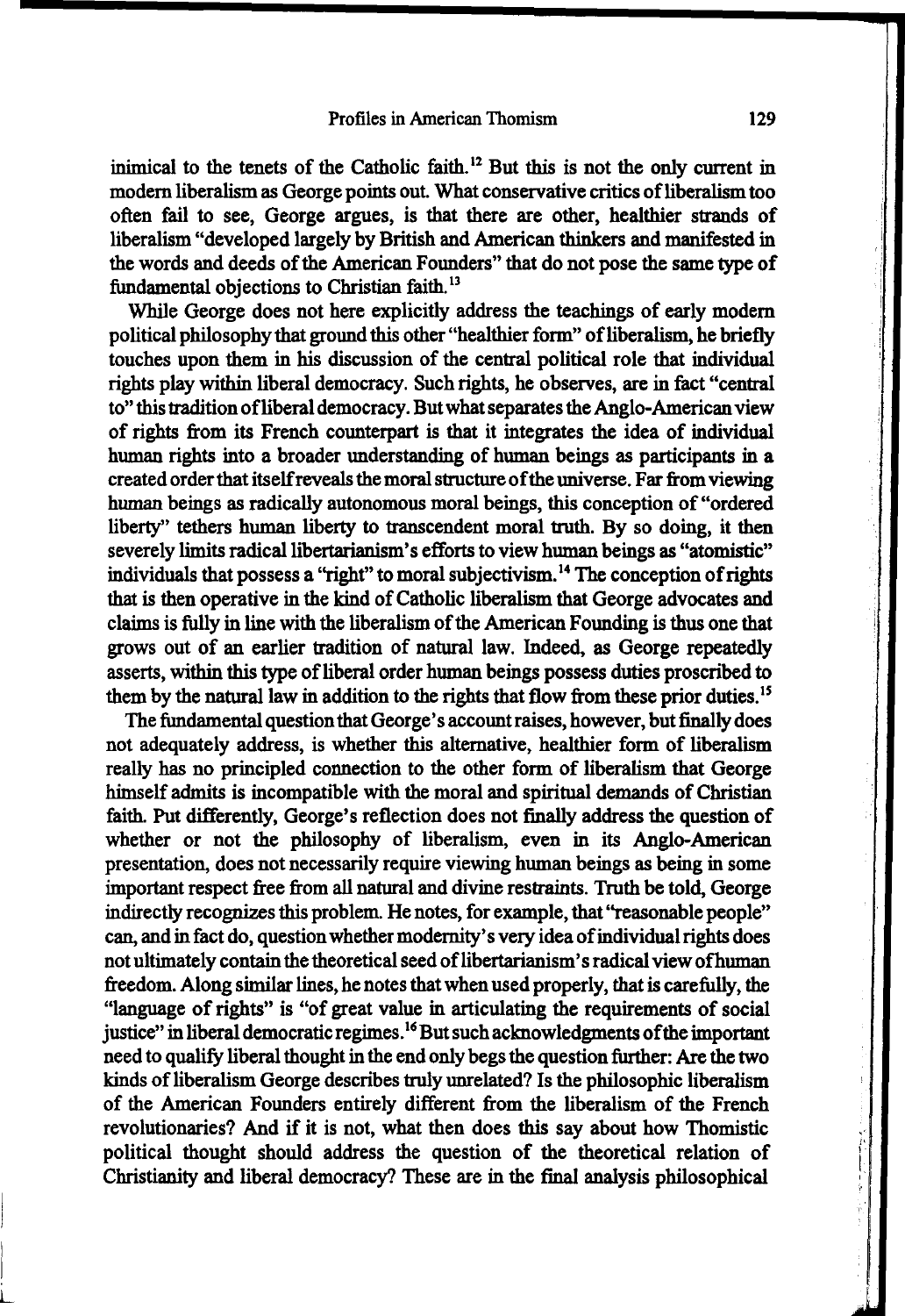inimical to the tenets of the Catholic faith.[12] But this is not the only current in modern liberalism as George points out. What conservative critics of liberalism too often fail to see, George argues, is that there are other, healthier strands of liberalism "developed largely by British and American thinkers and manifested in the words and deeds of the American Founders" that do not pose the same type of fundamental objections to Christian faith.[13]

While George does not here explicitly address the teachings of early modern political philosophy that ground this other "healthier form" of liberalism, he briefly touches upon them in his discussion of the central political role that individual rights play within liberal democracy. Such rights, he observes, are in fact "central to" this tradition of liberal democracy. But what separates the Anglo-American view of rights from its French counterpart is that it integrates the idea of individual human rights into a broader understanding of human beings as participants in a created order that itself reveals the moral structure of the universe. Far from viewing human beings as radically autonomous moral beings, this conception of "ordered liberty" tethers human liberty to transcendent moral truth. By so doing, it then severely limits radical libertarianism's efforts to view human beings as "atomistic" individuals that possess a "right" to moral subjectivism.[14] The conception of rights that is then operative in the kind of Catholic liberalism that George advocates and claims is fully in line with the liberalism of the American Founding is thus one that grows out of an earlier tradition of natural law. Indeed, as George repeatedly asserts, within this type of liberal order human beings possess duties proscribed to them by the natural law in addition to the rights that flow from these prior duties.[15]

The fundamental question that George's account raises, however, but finally does not adequately address, is whether this alternative, healthier form of liberalism really has no principled connection to the other form of liberalism that George himself admits is incompatible with the moral and spiritual demands of Christian faith. Put differently, George's reflection does not finally address the question of whether or not the philosophy of liberalism, even in its Anglo-American presentation, does not necessarily require viewing human beings as being in some important respect free from all natural and divine restraints. Truth be told, George indirectly recognizes this problem. He notes, for example, that "reasonable people" can, and in fact do, question whether modernity's very idea of individual rights does not ultimately contain the theoretical seed of libertarianism's radical view of human freedom. Along similar lines, he notes that when used properly, that is carefully, the "language of rights" is "of great value in articulating the requirements of social justice" in liberal democratic regimes.[16] But such acknowledgments of the important need to qualify liberal thought in the end only begs the question further: Are the two kinds of liberalism George describes truly unrelated? Is the philosophic liberalism of the American Founders entirely different from the liberalism of the French revolutionaries? And if it is not, what then does this say about how Thomistic political thought should address the question of the theoretical relation of Christianity and liberal democracy? These are in the final analysis philosophical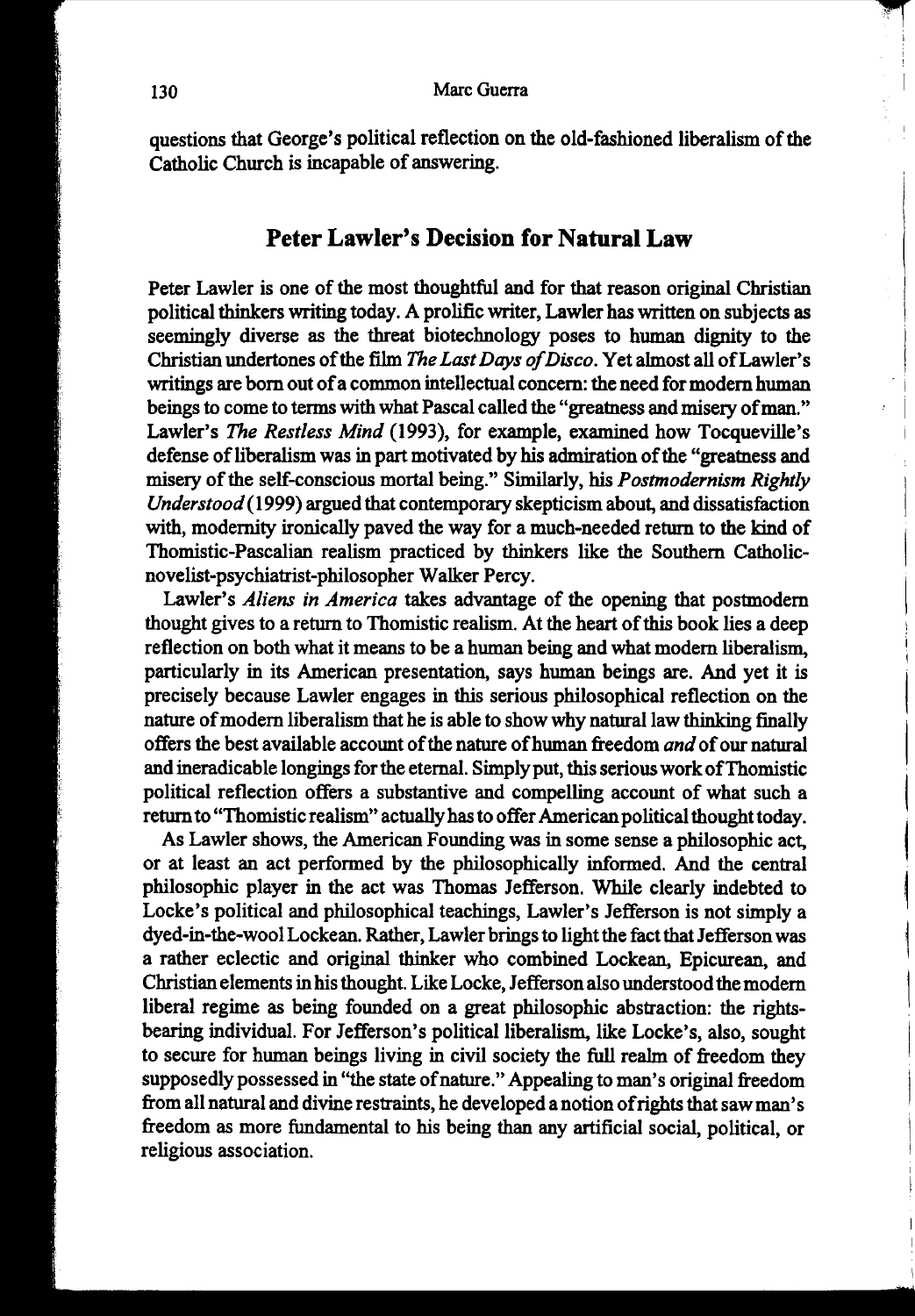questions that George's political reflection on the old-fashioned liberalism of the Catholic Church is incapable of answering.

## Peter Lawler's Decision for Natural Law

Peter Lawler is one of the most thoughtful and for that reason original Christian political thinkers writing today. A prolific writer, Lawler has written on subjects as seemingly diverse as the threat biotechnology poses to human dignity to the Christian undertones of the film *The Last Days of Disco*. Yet almost all of Lawler's writings are born out of a common intellectual concern: the need for modern human beings to come to terms with what Pascal called the "greatness and misery of man." Lawler's *The Restless Mind* (1993), for example, examined how Tocqueville's defense of liberalism was in part motivated by his admiration of the "greatness and misery of the self-conscious mortal being." Similarly, his *Postmodernism Rightly Understood* (1999) argued that contemporary skepticism about, and dissatisfaction with, modernity ironically paved the way for a much-needed return to the kind of Thomistic-Pascalian realism practiced by thinkers like the Southern Catholic-novelist-psychiatrist-philosopher Walker Percy.

Lawler's *Aliens in America* takes advantage of the opening that postmodern thought gives to a return to Thomistic realism. At the heart of this book lies a deep reflection on both what it means to be a human being and what modern liberalism, particularly in its American presentation, says human beings are. And yet it is precisely because Lawler engages in this serious philosophical reflection on the nature of modern liberalism that he is able to show why natural law thinking finally offers the best available account of the nature of human freedom *and* of our natural and ineradicable longings for the eternal. Simply put, this serious work of Thomistic political reflection offers a substantive and compelling account of what such a return to "Thomistic realism" actually has to offer American political thought today.

As Lawler shows, the American Founding was in some sense a philosophic act, or at least an act performed by the philosophically informed. And the central philosophic player in the act was Thomas Jefferson. While clearly indebted to Locke's political and philosophical teachings, Lawler's Jefferson is not simply a dyed-in-the-wool Lockean. Rather, Lawler brings to light the fact that Jefferson was a rather eclectic and original thinker who combined Lockean, Epicurean, and Christian elements in his thought. Like Locke, Jefferson also understood the modern liberal regime as being founded on a great philosophic abstraction: the rights-bearing individual. For Jefferson's political liberalism, like Locke's, also, sought to secure for human beings living in civil society the full realm of freedom they supposedly possessed in "the state of nature." Appealing to man's original freedom from all natural and divine restraints, he developed a notion of rights that saw man's freedom as more fundamental to his being than any artificial social, political, or religious association.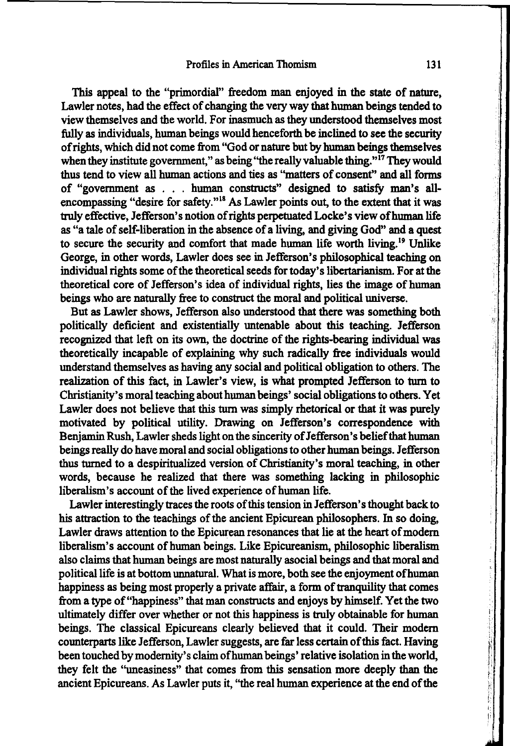This appeal to the "primordial" freedom man enjoyed in the state of nature, Lawler notes, had the effect of changing the very way that human beings tended to view themselves and the world. For inasmuch as they understood themselves most fully as individuals, human beings would henceforth be inclined to see the security of rights, which did not come from "God or nature but by human beings themselves when they institute government," as being "the really valuable thing."[17] They would thus tend to view all human actions and ties as "matters of consent" and all forms of "government as . . . human constructs" designed to satisfy man's all-encompassing "desire for safety."[18] As Lawler points out, to the extent that it was truly effective, Jefferson's notion of rights perpetuated Locke's view of human life as "a tale of self-liberation in the absence of a living, and giving God" and a quest to secure the security and comfort that made human life worth living.[19] Unlike George, in other words, Lawler does see in Jefferson's philosophical teaching on individual rights some of the theoretical seeds for today's libertarianism. For at the theoretical core of Jefferson's idea of individual rights, lies the image of human beings who are naturally free to construct the moral and political universe.

But as Lawler shows, Jefferson also understood that there was something both politically deficient and existentially untenable about this teaching. Jefferson recognized that left on its own, the doctrine of the rights-bearing individual was theoretically incapable of explaining why such radically free individuals would understand themselves as having any social and political obligation to others. The realization of this fact, in Lawler's view, is what prompted Jefferson to turn to Christianity's moral teaching about human beings' social obligations to others. Yet Lawler does not believe that this turn was simply rhetorical or that it was purely motivated by political utility. Drawing on Jefferson's correspondence with Benjamin Rush, Lawler sheds light on the sincerity of Jefferson's belief that human beings really do have moral and social obligations to other human beings. Jefferson thus turned to a despiritualized version of Christianity's moral teaching, in other words, because he realized that there was something lacking in philosophic liberalism's account of the lived experience of human life.

Lawler interestingly traces the roots of this tension in Jefferson's thought back to his attraction to the teachings of the ancient Epicurean philosophers. In so doing, Lawler draws attention to the Epicurean resonances that lie at the heart of modern liberalism's account of human beings. Like Epicureanism, philosophic liberalism also claims that human beings are most naturally asocial beings and that moral and political life is at bottom unnatural. What is more, both see the enjoyment of human happiness as being most properly a private affair, a form of tranquility that comes from a type of "happiness" that man constructs and enjoys by himself. Yet the two ultimately differ over whether or not this happiness is truly obtainable for human beings. The classical Epicureans clearly believed that it could. Their modern counterparts like Jefferson, Lawler suggests, are far less certain of this fact. Having been touched by modernity's claim of human beings' relative isolation in the world, they felt the "uneasiness" that comes from this sensation more deeply than the ancient Epicureans. As Lawler puts it, "the real human experience at the end of the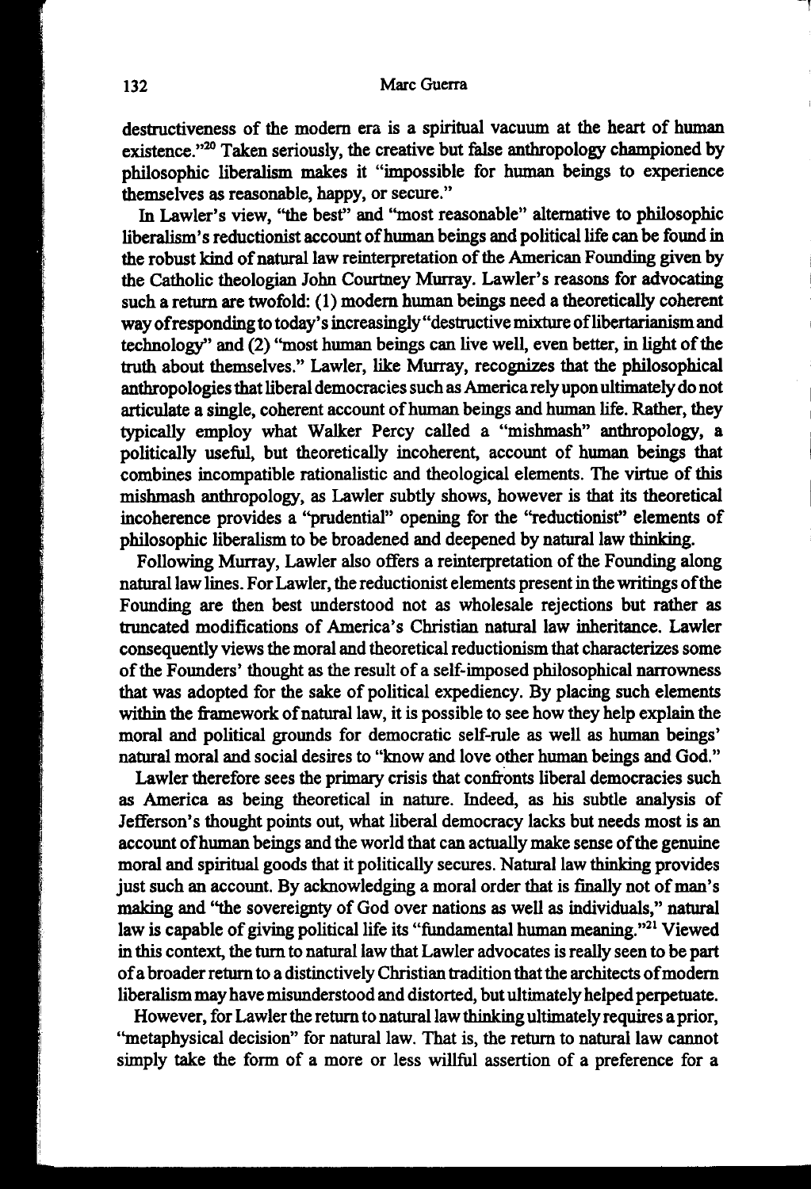destructiveness of the modern era is a spiritual vacuum at the heart of human existence."[20] Taken seriously, the creative but false anthropology championed by philosophic liberalism makes it "impossible for human beings to experience themselves as reasonable, happy, or secure."

In Lawler's view, "the best" and "most reasonable" alternative to philosophic liberalism's reductionist account of human beings and political life can be found in the robust kind of natural law reinterpretation of the American Founding given by the Catholic theologian John Courtney Murray. Lawler's reasons for advocating such a return are twofold: (1) modern human beings need a theoretically coherent way of responding to today's increasingly "destructive mixture of libertarianism and technology" and (2) "most human beings can live well, even better, in light of the truth about themselves." Lawler, like Murray, recognizes that the philosophical anthropologies that liberal democracies such as America rely upon ultimately do not articulate a single, coherent account of human beings and human life. Rather, they typically employ what Walker Percy called a "mishmash" anthropology, a politically useful, but theoretically incoherent, account of human beings that combines incompatible rationalistic and theological elements. The virtue of this mishmash anthropology, as Lawler subtly shows, however is that its theoretical incoherence provides a "prudential" opening for the "reductionist" elements of philosophic liberalism to be broadened and deepened by natural law thinking.

Following Murray, Lawler also offers a reinterpretation of the Founding along natural law lines. For Lawler, the reductionist elements present in the writings of the Founding are then best understood not as wholesale rejections but rather as truncated modifications of America's Christian natural law inheritance. Lawler consequently views the moral and theoretical reductionism that characterizes some of the Founders' thought as the result of a self-imposed philosophical narrowness that was adopted for the sake of political expediency. By placing such elements within the framework of natural law, it is possible to see how they help explain the moral and political grounds for democratic self-rule as well as human beings' natural moral and social desires to "know and love other human beings and God."

Lawler therefore sees the primary crisis that confronts liberal democracies such as America as being theoretical in nature. Indeed, as his subtle analysis of Jefferson's thought points out, what liberal democracy lacks but needs most is an account of human beings and the world that can actually make sense of the genuine moral and spiritual goods that it politically secures. Natural law thinking provides just such an account. By acknowledging a moral order that is finally not of man's making and "the sovereignty of God over nations as well as individuals," natural law is capable of giving political life its "fundamental human meaning."[21] Viewed in this context, the turn to natural law that Lawler advocates is really seen to be part of a broader return to a distinctively Christian tradition that the architects of modern liberalism may have misunderstood and distorted, but ultimately helped perpetuate.

However, for Lawler the return to natural law thinking ultimately requires a prior, "metaphysical decision" for natural law. That is, the return to natural law cannot simply take the form of a more or less willful assertion of a preference for a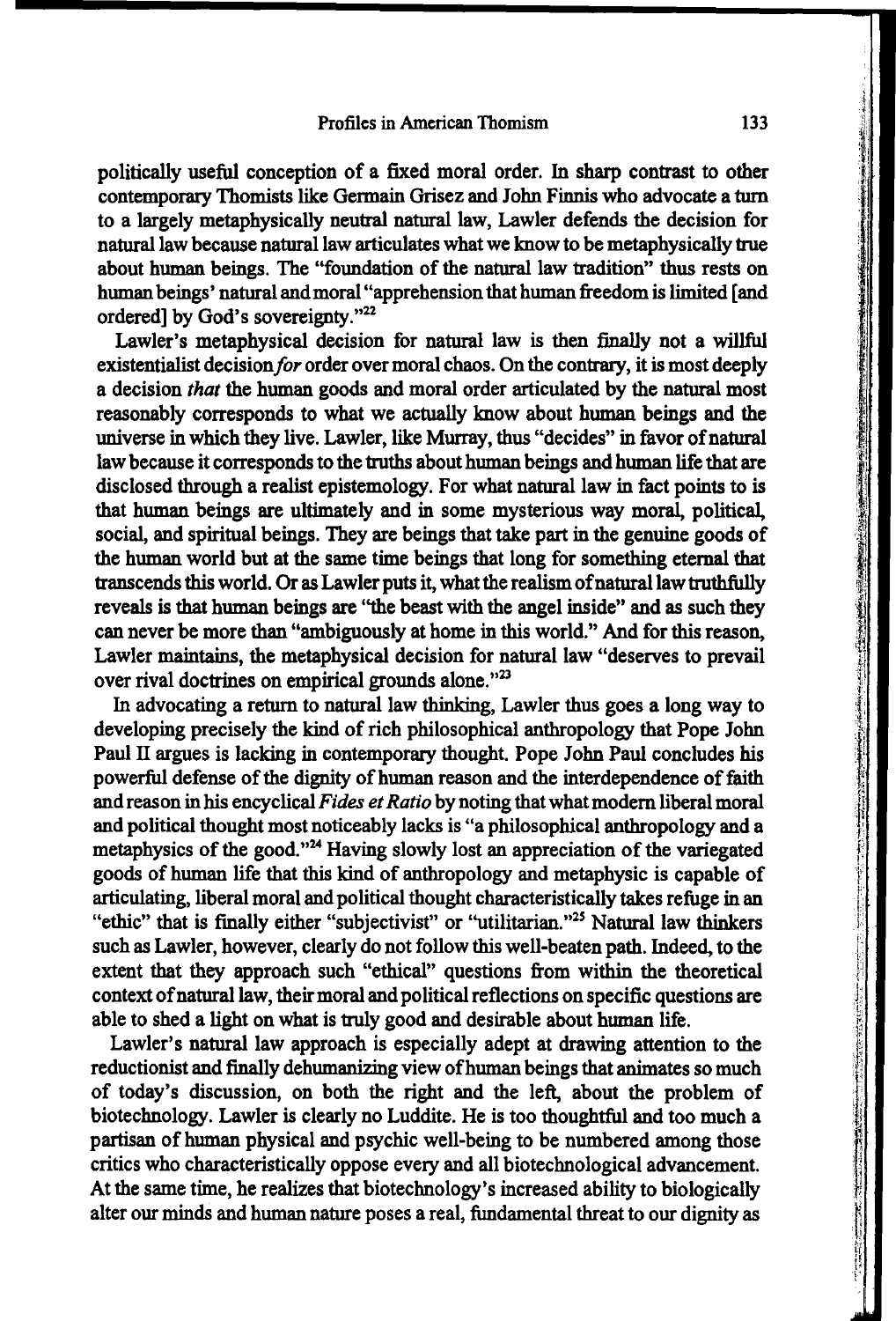politically useful conception of a fixed moral order. In sharp contrast to other contemporary Thomists like Germain Grisez and John Finnis who advocate a turn to a largely metaphysically neutral natural law, Lawler defends the decision for natural law because natural law articulates what we know to be metaphysically true about human beings. The "foundation of the natural law tradition" thus rests on human beings' natural and moral "apprehension that human freedom is limited [and ordered] by God's sovereignty."[22]

Lawler's metaphysical decision for natural law is then finally not a willful existentialist decision *for* order over moral chaos. On the contrary, it is most deeply a decision *that* the human goods and moral order articulated by the natural most reasonably corresponds to what we actually know about human beings and the universe in which they live. Lawler, like Murray, thus "decides" in favor of natural law because it corresponds to the truths about human beings and human life that are disclosed through a realist epistemology. For what natural law in fact points to is that human beings are ultimately and in some mysterious way moral, political, social, and spiritual beings. They are beings that take part in the genuine goods of the human world but at the same time beings that long for something eternal that transcends this world. Or as Lawler puts it, what the realism of natural law truthfully reveals is that human beings are "the beast with the angel inside" and as such they can never be more than "ambiguously at home in this world." And for this reason, Lawler maintains, the metaphysical decision for natural law "deserves to prevail over rival doctrines on empirical grounds alone."[23]

In advocating a return to natural law thinking, Lawler thus goes a long way to developing precisely the kind of rich philosophical anthropology that Pope John Paul II argues is lacking in contemporary thought. Pope John Paul concludes his powerful defense of the dignity of human reason and the interdependence of faith and reason in his encyclical *Fides et Ratio* by noting that what modern liberal moral and political thought most noticeably lacks is "a philosophical anthropology and a metaphysics of the good."[24] Having slowly lost an appreciation of the variegated goods of human life that this kind of anthropology and metaphysic is capable of articulating, liberal moral and political thought characteristically takes refuge in an "ethic" that is finally either "subjectivist" or "utilitarian."[25] Natural law thinkers such as Lawler, however, clearly do not follow this well-beaten path. Indeed, to the extent that they approach such "ethical" questions from within the theoretical context of natural law, their moral and political reflections on specific questions are able to shed a light on what is truly good and desirable about human life.

Lawler's natural law approach is especially adept at drawing attention to the reductionist and finally dehumanizing view of human beings that animates so much of today's discussion, on both the right and the left, about the problem of biotechnology. Lawler is clearly no Luddite. He is too thoughtful and too much a partisan of human physical and psychic well-being to be numbered among those critics who characteristically oppose every and all biotechnological advancement. At the same time, he realizes that biotechnology's increased ability to biologically alter our minds and human nature poses a real, fundamental threat to our dignity as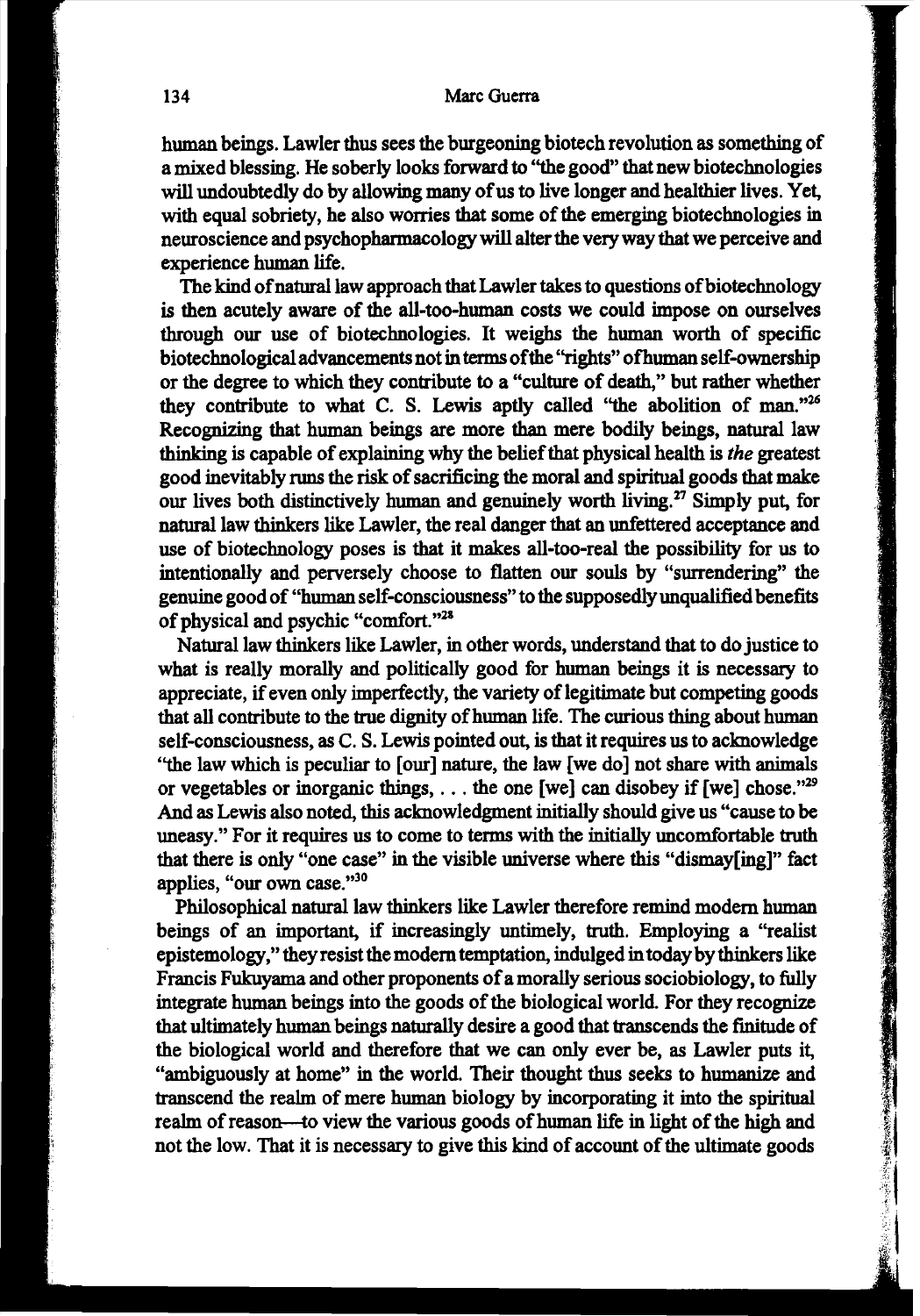human beings. Lawler thus sees the burgeoning biotech revolution as something of a mixed blessing. He soberly looks forward to "the good" that new biotechnologies will undoubtedly do by allowing many of us to live longer and healthier lives. Yet, with equal sobriety, he also worries that some of the emerging biotechnologies in neuroscience and psychopharmacology will alter the very way that we perceive and experience human life.

The kind of natural law approach that Lawler takes to questions of biotechnology is then acutely aware of the all-too-human costs we could impose on ourselves through our use of biotechnologies. It weighs the human worth of specific biotechnological advancements not in terms of the "rights" of human self-ownership or the degree to which they contribute to a "culture of death," but rather whether they contribute to what C. S. Lewis aptly called "the abolition of man."[26] Recognizing that human beings are more than mere bodily beings, natural law thinking is capable of explaining why the belief that physical health is *the* greatest good inevitably runs the risk of sacrificing the moral and spiritual goods that make our lives both distinctively human and genuinely worth living.[27] Simply put, for natural law thinkers like Lawler, the real danger that an unfettered acceptance and use of biotechnology poses is that it makes all-too-real the possibility for us to intentionally and perversely choose to flatten our souls by "surrendering" the genuine good of "human self-consciousness" to the supposedly unqualified benefits of physical and psychic "comfort."[28]

Natural law thinkers like Lawler, in other words, understand that to do justice to what is really morally and politically good for human beings it is necessary to appreciate, if even only imperfectly, the variety of legitimate but competing goods that all contribute to the true dignity of human life. The curious thing about human self-consciousness, as C. S. Lewis pointed out, is that it requires us to acknowledge "the law which is peculiar to [our] nature, the law [we do] not share with animals or vegetables or inorganic things, . . . the one [we] can disobey if [we] chose."[29] And as Lewis also noted, this acknowledgment initially should give us "cause to be uneasy." For it requires us to come to terms with the initially uncomfortable truth that there is only "one case" in the visible universe where this "dismay[ing]" fact applies, "our own case."[30]

Philosophical natural law thinkers like Lawler therefore remind modern human beings of an important, if increasingly untimely, truth. Employing a "realist epistemology," they resist the modern temptation, indulged in today by thinkers like Francis Fukuyama and other proponents of a morally serious sociobiology, to fully integrate human beings into the goods of the biological world. For they recognize that ultimately human beings naturally desire a good that transcends the finitude of the biological world and therefore that we can only ever be, as Lawler puts it, "ambiguously at home" in the world. Their thought thus seeks to humanize and transcend the realm of mere human biology by incorporating it into the spiritual realm of reason—to view the various goods of human life in light of the high and not the low. That it is necessary to give this kind of account of the ultimate goods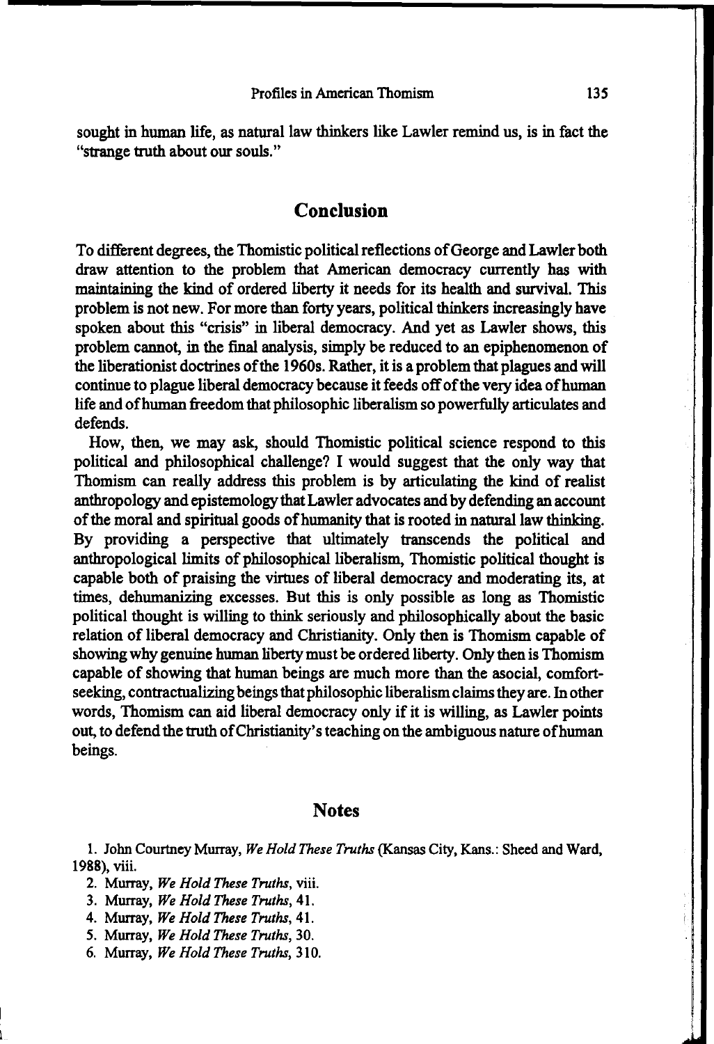sought in human life, as natural law thinkers like Lawler remind us, is in fact the "strange truth about our souls."

## Conclusion

To different degrees, the Thomistic political reflections of George and Lawler both draw attention to the problem that American democracy currently has with maintaining the kind of ordered liberty it needs for its health and survival. This problem is not new. For more than forty years, political thinkers increasingly have spoken about this "crisis" in liberal democracy. And yet as Lawler shows, this problem cannot, in the final analysis, simply be reduced to an epiphenomenon of the liberationist doctrines of the 1960s. Rather, it is a problem that plagues and will continue to plague liberal democracy because it feeds off of the very idea of human life and of human freedom that philosophic liberalism so powerfully articulates and defends.

How, then, we may ask, should Thomistic political science respond to this political and philosophical challenge? I would suggest that the only way that Thomism can really address this problem is by articulating the kind of realist anthropology and epistemology that Lawler advocates and by defending an account of the moral and spiritual goods of humanity that is rooted in natural law thinking. By providing a perspective that ultimately transcends the political and anthropological limits of philosophical liberalism, Thomistic political thought is capable both of praising the virtues of liberal democracy and moderating its, at times, dehumanizing excesses. But this is only possible as long as Thomistic political thought is willing to think seriously and philosophically about the basic relation of liberal democracy and Christianity. Only then is Thomism capable of showing why genuine human liberty must be ordered liberty. Only then is Thomism capable of showing that human beings are much more than the asocial, comfort-seeking, contractualizing beings that philosophic liberalism claims they are. In other words, Thomism can aid liberal democracy only if it is willing, as Lawler points out, to defend the truth of Christianity's teaching on the ambiguous nature of human beings.

## Notes

1. John Courtney Murray, *We Hold These Truths* (Kansas City, Kans.: Sheed and Ward, 1988), viii.
2. Murray, *We Hold These Truths*, viii.
3. Murray, *We Hold These Truths*, 41.
4. Murray, *We Hold These Truths*, 41.
5. Murray, *We Hold These Truths*, 30.
6. Murray, *We Hold These Truths*, 310.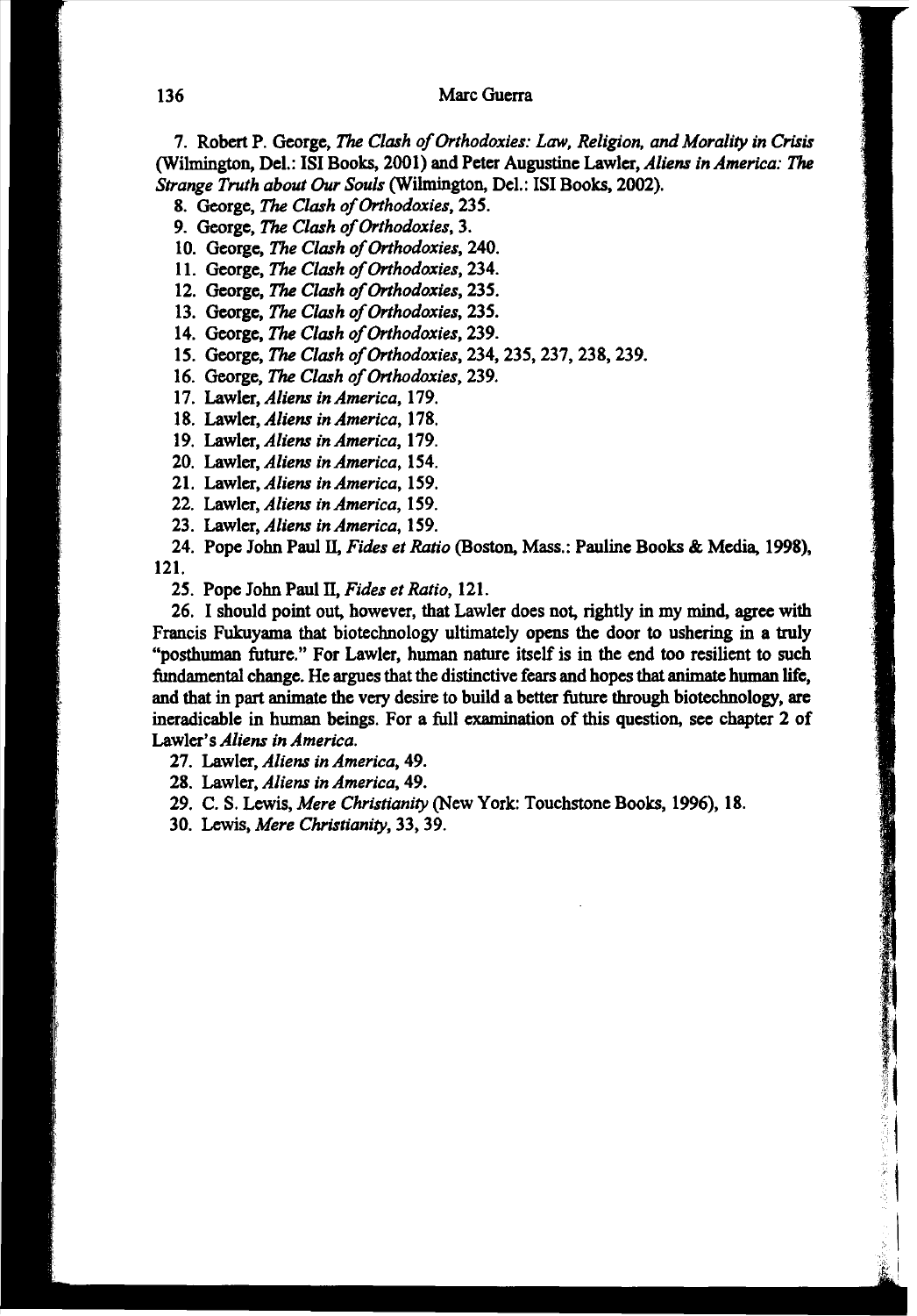7. Robert P. George, *The Clash of Orthodoxies: Law, Religion, and Morality in Crisis* (Wilmington, Del.: ISI Books, 2001) and Peter Augustine Lawler, *Aliens in America: The Strange Truth about Our Souls* (Wilmington, Del.: ISI Books, 2002).

8. George, *The Clash of Orthodoxies*, 235.

9. George, *The Clash of Orthodoxies*, 3.

10. George, *The Clash of Orthodoxies*, 240.

11. George, *The Clash of Orthodoxies*, 234.

12. George, *The Clash of Orthodoxies*, 235.

13. George, *The Clash of Orthodoxies*, 235.

14. George, *The Clash of Orthodoxies*, 239.

15. George, *The Clash of Orthodoxies*, 234, 235, 237, 238, 239.

16. George, *The Clash of Orthodoxies*, 239.

17. Lawler, *Aliens in America*, 179.

18. Lawler, *Aliens in America*, 178.

19. Lawler, *Aliens in America*, 179.

20. Lawler, *Aliens in America*, 154.

21. Lawler, *Aliens in America*, 159.

22. Lawler, *Aliens in America*, 159.

23. Lawler, *Aliens in America*, 159.

24. Pope John Paul II, *Fides et Ratio* (Boston, Mass.: Pauline Books & Media, 1998), 121.

25. Pope John Paul II, *Fides et Ratio*, 121.

26. I should point out, however, that Lawler does not, rightly in my mind, agree with Francis Fukuyama that biotechnology ultimately opens the door to ushering in a truly "posthuman future." For Lawler, human nature itself is in the end too resilient to such fundamental change. He argues that the distinctive fears and hopes that animate human life, and that in part animate the very desire to build a better future through biotechnology, are ineradicable in human beings. For a full examination of this question, see chapter 2 of Lawler's *Aliens in America*.

27. Lawler, *Aliens in America*, 49.

28. Lawler, *Aliens in America*, 49.

29. C. S. Lewis, *Mere Christianity* (New York: Touchstone Books, 1996), 18.

30. Lewis, *Mere Christianity*, 33, 39.